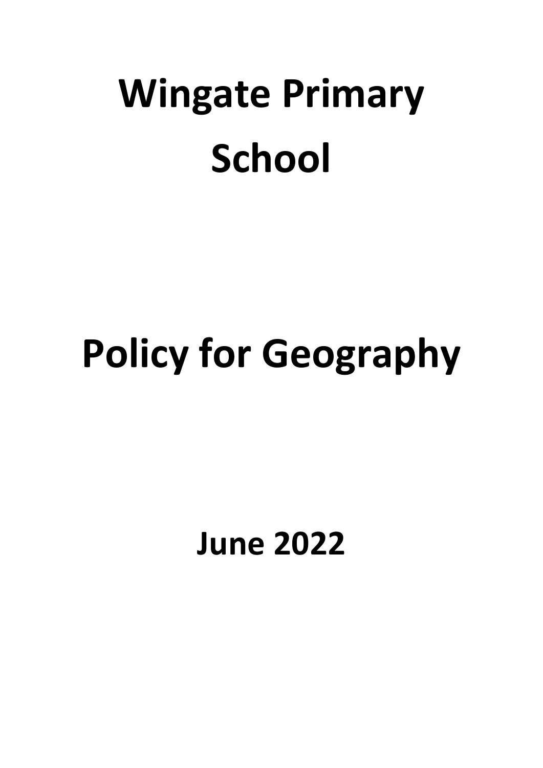# Wingate Primary School

# Policy for Geography

## June 2022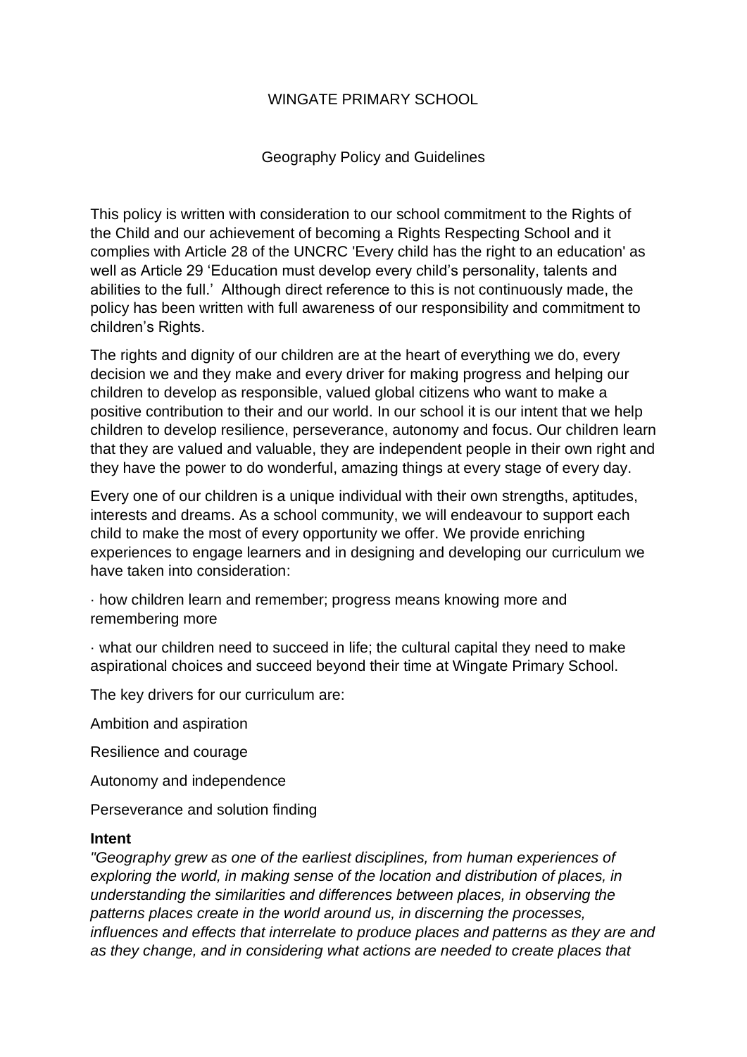WINGATE PRIMARY SCHOOL

Geography Policy and Guidelines

This policy is written with consideration to our school commitment to the Rights of the Child and our achievement of becoming a Rights Respecting School and it complies with Article 28 of the UNCRC 'Every child has the right to an education' as well as Article 29 'Education must develop every child's personality, talents and abilities to the full.' Although direct reference to this is not continuously made, the policy has been written with full awareness of our responsibility and commitment to children's Rights.

The rights and dignity of our children are at the heart of everything we do, every decision we and they make and every driver for making progress and helping our children to develop as responsible, valued global citizens who want to make a positive contribution to their and our world. In our school it is our intent that we help children to develop resilience, perseverance, autonomy and focus. Our children learn that they are valued and valuable, they are independent people in their own right and they have the power to do wonderful, amazing things at every stage of every day.

Every one of our children is a unique individual with their own strengths, aptitudes, interests and dreams. As a school community, we will endeavour to support each child to make the most of every opportunity we offer. We provide enriching experiences to engage learners and in designing and developing our curriculum we have taken into consideration:

· how children learn and remember; progress means knowing more and remembering more

· what our children need to succeed in life; the cultural capital they need to make aspirational choices and succeed beyond their time at Wingate Primary School.

The key drivers for our curriculum are:

Ambition and aspiration

Resilience and courage

Autonomy and independence

Perseverance and solution finding

**Intent**

*"Geography grew as one of the earliest disciplines, from human experiences of exploring the world, in making sense of the location and distribution of places, in understanding the similarities and differences between places, in observing the patterns places create in the world around us, in discerning the processes, influences and effects that interrelate to produce places and patterns as they are and as they change, and in considering what actions are needed to create places that*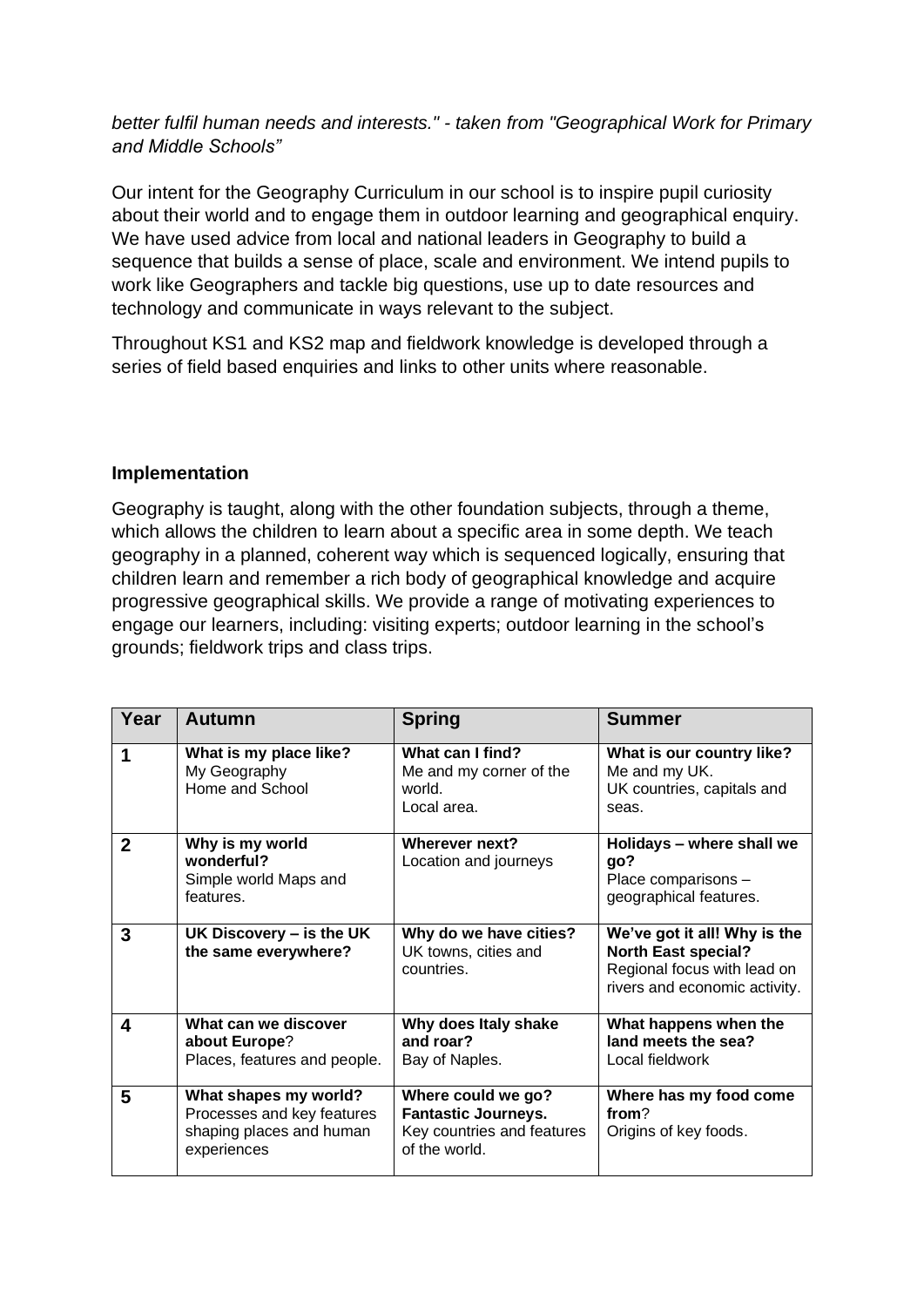*better fulfil human needs and interests." - taken from "Geographical Work for Primary and Middle Schools"*

Our intent for the Geography Curriculum in our school is to inspire pupil curiosity about their world and to engage them in outdoor learning and geographical enquiry. We have used advice from local and national leaders in Geography to build a sequence that builds a sense of place, scale and environment. We intend pupils to work like Geographers and tackle big questions, use up to date resources and technology and communicate in ways relevant to the subject.

Throughout KS1 and KS2 map and fieldwork knowledge is developed through a series of field based enquiries and links to other units where reasonable.

**Implementation**

Geography is taught, along with the other foundation subjects, through a theme, which allows the children to learn about a specific area in some depth. We teach geography in a planned, coherent way which is sequenced logically, ensuring that children learn and remember a rich body of geographical knowledge and acquire progressive geographical skills. We provide a range of motivating experiences to engage our learners, including: visiting experts; outdoor learning in the school's grounds; fieldwork trips and class trips.

| Year | Autumn | Spring | Summer |
|---|---|---|---|
| **1** | **What is my place like?**<br>My Geography<br>Home and School | **What can I find?**<br>Me and my corner of the world.<br>Local area. | **What is our country like?**<br>Me and my UK.<br>UK countries, capitals and seas. |
| **2** | **Why is my world wonderful?**<br>Simple world Maps and features. | **Wherever next?**<br>Location and journeys | **Holidays – where shall we go?**<br>Place comparisons – geographical features. |
| **3** | **UK Discovery – is the UK the same everywhere?** | **Why do we have cities?**<br>UK towns, cities and countries. | **We've got it all! Why is the North East special?**<br>Regional focus with lead on rivers and economic activity. |
| **4** | **What can we discover about Europe**?<br>Places, features and people. | **Why does Italy shake and roar?**<br>Bay of Naples. | **What happens when the land meets the sea?**<br>Local fieldwork |
| **5** | **What shapes my world?**<br>Processes and key features shaping places and human experiences | **Where could we go? Fantastic Journeys.**<br>Key countries and features of the world. | **Where has my food come from**?<br>Origins of key foods. |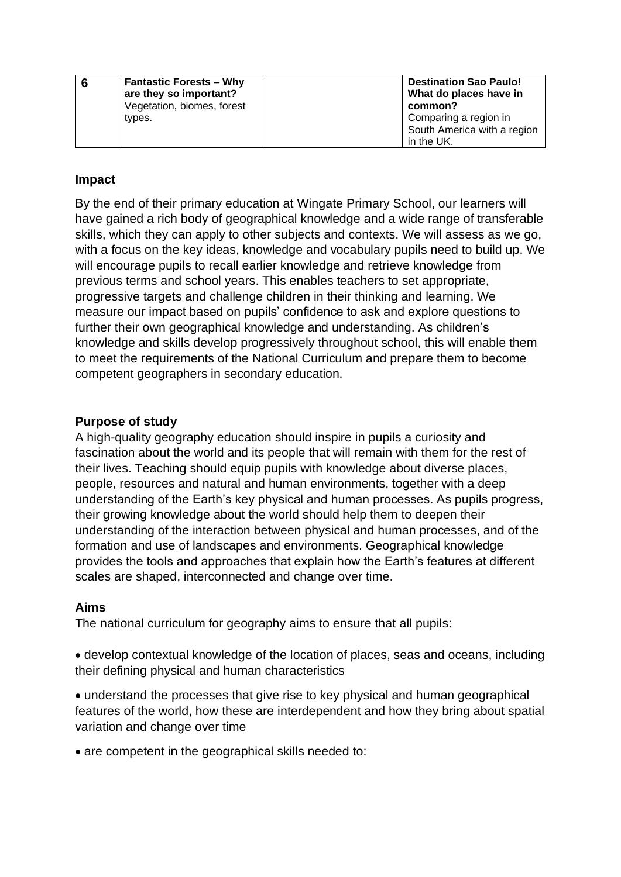| 6 | **Fantastic Forests – Why are they so important?** Vegetation, biomes, forest types. | | **Destination Sao Paulo! What do places have in common?** Comparing a region in South America with a region in the UK. |
|---|---|---|---|

**Impact**

By the end of their primary education at Wingate Primary School, our learners will have gained a rich body of geographical knowledge and a wide range of transferable skills, which they can apply to other subjects and contexts. We will assess as we go, with a focus on the key ideas, knowledge and vocabulary pupils need to build up. We will encourage pupils to recall earlier knowledge and retrieve knowledge from previous terms and school years. This enables teachers to set appropriate, progressive targets and challenge children in their thinking and learning. We measure our impact based on pupils' confidence to ask and explore questions to further their own geographical knowledge and understanding. As children's knowledge and skills develop progressively throughout school, this will enable them to meet the requirements of the National Curriculum and prepare them to become competent geographers in secondary education.

**Purpose of study**

A high-quality geography education should inspire in pupils a curiosity and fascination about the world and its people that will remain with them for the rest of their lives. Teaching should equip pupils with knowledge about diverse places, people, resources and natural and human environments, together with a deep understanding of the Earth's key physical and human processes. As pupils progress, their growing knowledge about the world should help them to deepen their understanding of the interaction between physical and human processes, and of the formation and use of landscapes and environments. Geographical knowledge provides the tools and approaches that explain how the Earth's features at different scales are shaped, interconnected and change over time.

**Aims**

The national curriculum for geography aims to ensure that all pupils:

- develop contextual knowledge of the location of places, seas and oceans, including their defining physical and human characteristics

- understand the processes that give rise to key physical and human geographical features of the world, how these are interdependent and how they bring about spatial variation and change over time

- are competent in the geographical skills needed to: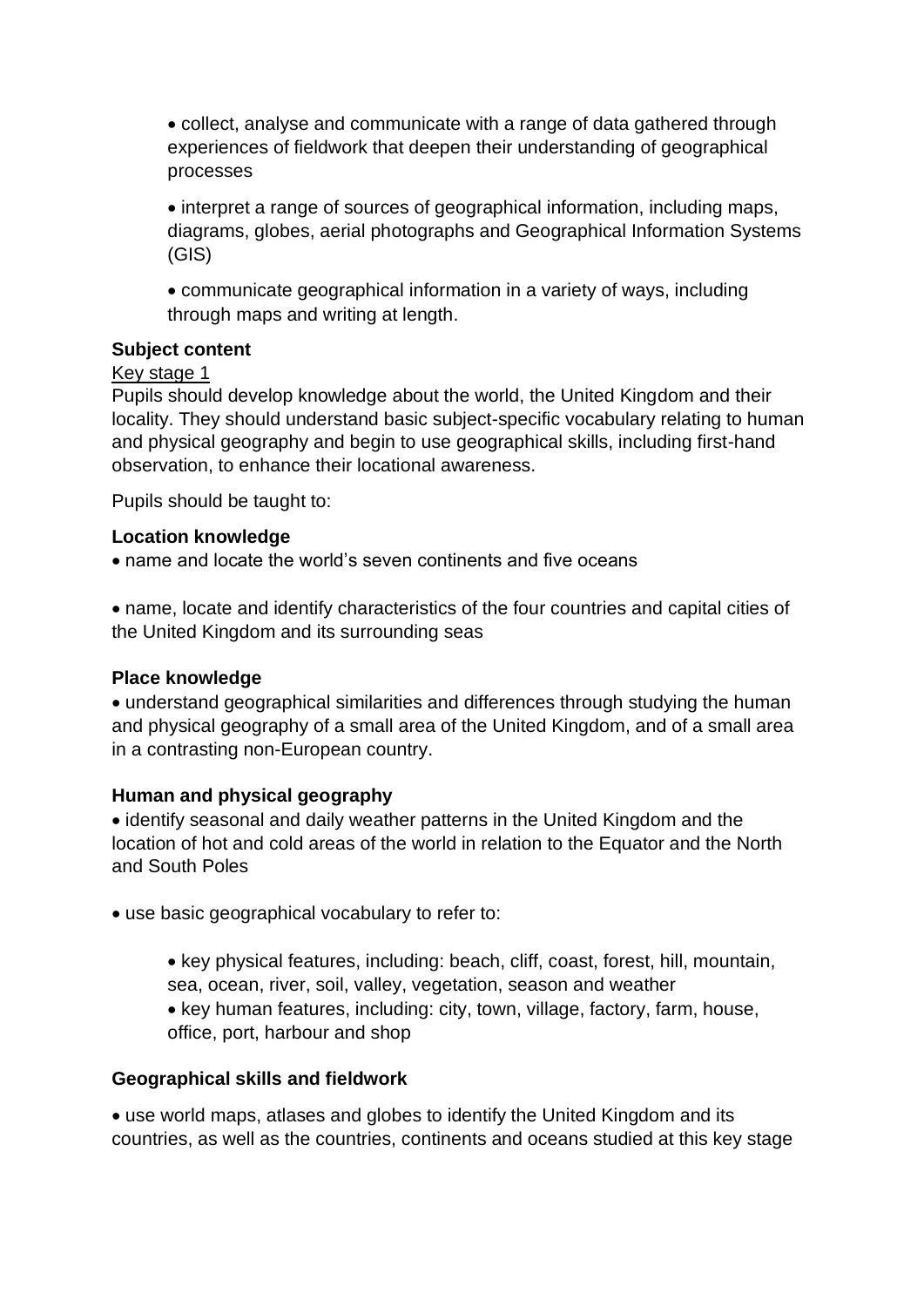- collect, analyse and communicate with a range of data gathered through experiences of fieldwork that deepen their understanding of geographical processes
- interpret a range of sources of geographical information, including maps, diagrams, globes, aerial photographs and Geographical Information Systems (GIS)
- communicate geographical information in a variety of ways, including through maps and writing at length.

## Subject content

### Key stage 1

Pupils should develop knowledge about the world, the United Kingdom and their locality. They should understand basic subject-specific vocabulary relating to human and physical geography and begin to use geographical skills, including first-hand observation, to enhance their locational awareness.

Pupils should be taught to:

#### Location knowledge

- name and locate the world's seven continents and five oceans
- name, locate and identify characteristics of the four countries and capital cities of the United Kingdom and its surrounding seas

#### Place knowledge

- understand geographical similarities and differences through studying the human and physical geography of a small area of the United Kingdom, and of a small area in a contrasting non-European country.

#### Human and physical geography

- identify seasonal and daily weather patterns in the United Kingdom and the location of hot and cold areas of the world in relation to the Equator and the North and South Poles
- use basic geographical vocabulary to refer to:
  - key physical features, including: beach, cliff, coast, forest, hill, mountain, sea, ocean, river, soil, valley, vegetation, season and weather
  - key human features, including: city, town, village, factory, farm, house, office, port, harbour and shop

#### Geographical skills and fieldwork

- use world maps, atlases and globes to identify the United Kingdom and its countries, as well as the countries, continents and oceans studied at this key stage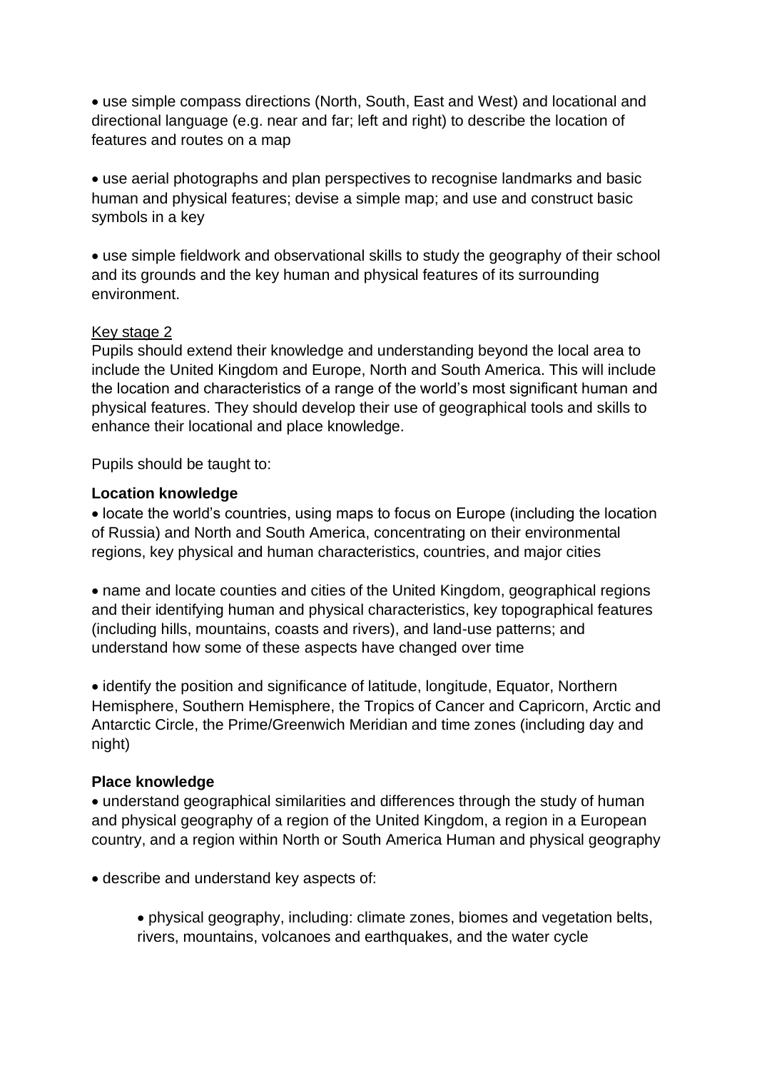- use simple compass directions (North, South, East and West) and locational and directional language (e.g. near and far; left and right) to describe the location of features and routes on a map

- use aerial photographs and plan perspectives to recognise landmarks and basic human and physical features; devise a simple map; and use and construct basic symbols in a key

- use simple fieldwork and observational skills to study the geography of their school and its grounds and the key human and physical features of its surrounding environment.

Key stage 2

Pupils should extend their knowledge and understanding beyond the local area to include the United Kingdom and Europe, North and South America. This will include the location and characteristics of a range of the world's most significant human and physical features. They should develop their use of geographical tools and skills to enhance their locational and place knowledge.

Pupils should be taught to:

**Location knowledge**

- locate the world's countries, using maps to focus on Europe (including the location of Russia) and North and South America, concentrating on their environmental regions, key physical and human characteristics, countries, and major cities

- name and locate counties and cities of the United Kingdom, geographical regions and their identifying human and physical characteristics, key topographical features (including hills, mountains, coasts and rivers), and land-use patterns; and understand how some of these aspects have changed over time

- identify the position and significance of latitude, longitude, Equator, Northern Hemisphere, Southern Hemisphere, the Tropics of Cancer and Capricorn, Arctic and Antarctic Circle, the Prime/Greenwich Meridian and time zones (including day and night)

**Place knowledge**

- understand geographical similarities and differences through the study of human and physical geography of a region of the United Kingdom, a region in a European country, and a region within North or South America Human and physical geography

- describe and understand key aspects of:

    - physical geography, including: climate zones, biomes and vegetation belts, rivers, mountains, volcanoes and earthquakes, and the water cycle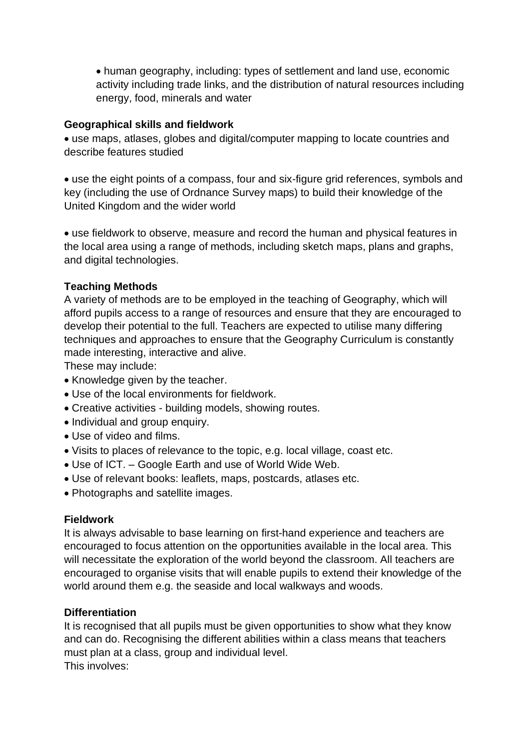- human geography, including: types of settlement and land use, economic activity including trade links, and the distribution of natural resources including energy, food, minerals and water

**Geographical skills and fieldwork**

- use maps, atlases, globes and digital/computer mapping to locate countries and describe features studied

- use the eight points of a compass, four and six-figure grid references, symbols and key (including the use of Ordnance Survey maps) to build their knowledge of the United Kingdom and the wider world

- use fieldwork to observe, measure and record the human and physical features in the local area using a range of methods, including sketch maps, plans and graphs, and digital technologies.

**Teaching Methods**

A variety of methods are to be employed in the teaching of Geography, which will afford pupils access to a range of resources and ensure that they are encouraged to develop their potential to the full. Teachers are expected to utilise many differing techniques and approaches to ensure that the Geography Curriculum is constantly made interesting, interactive and alive.

These may include:

- Knowledge given by the teacher.
- Use of the local environments for fieldwork.
- Creative activities - building models, showing routes.
- Individual and group enquiry.
- Use of video and films.
- Visits to places of relevance to the topic, e.g. local village, coast etc.
- Use of ICT. – Google Earth and use of World Wide Web.
- Use of relevant books: leaflets, maps, postcards, atlases etc.
- Photographs and satellite images.

**Fieldwork**

It is always advisable to base learning on first-hand experience and teachers are encouraged to focus attention on the opportunities available in the local area. This will necessitate the exploration of the world beyond the classroom. All teachers are encouraged to organise visits that will enable pupils to extend their knowledge of the world around them e.g. the seaside and local walkways and woods.

**Differentiation**

It is recognised that all pupils must be given opportunities to show what they know and can do. Recognising the different abilities within a class means that teachers must plan at a class, group and individual level.

This involves: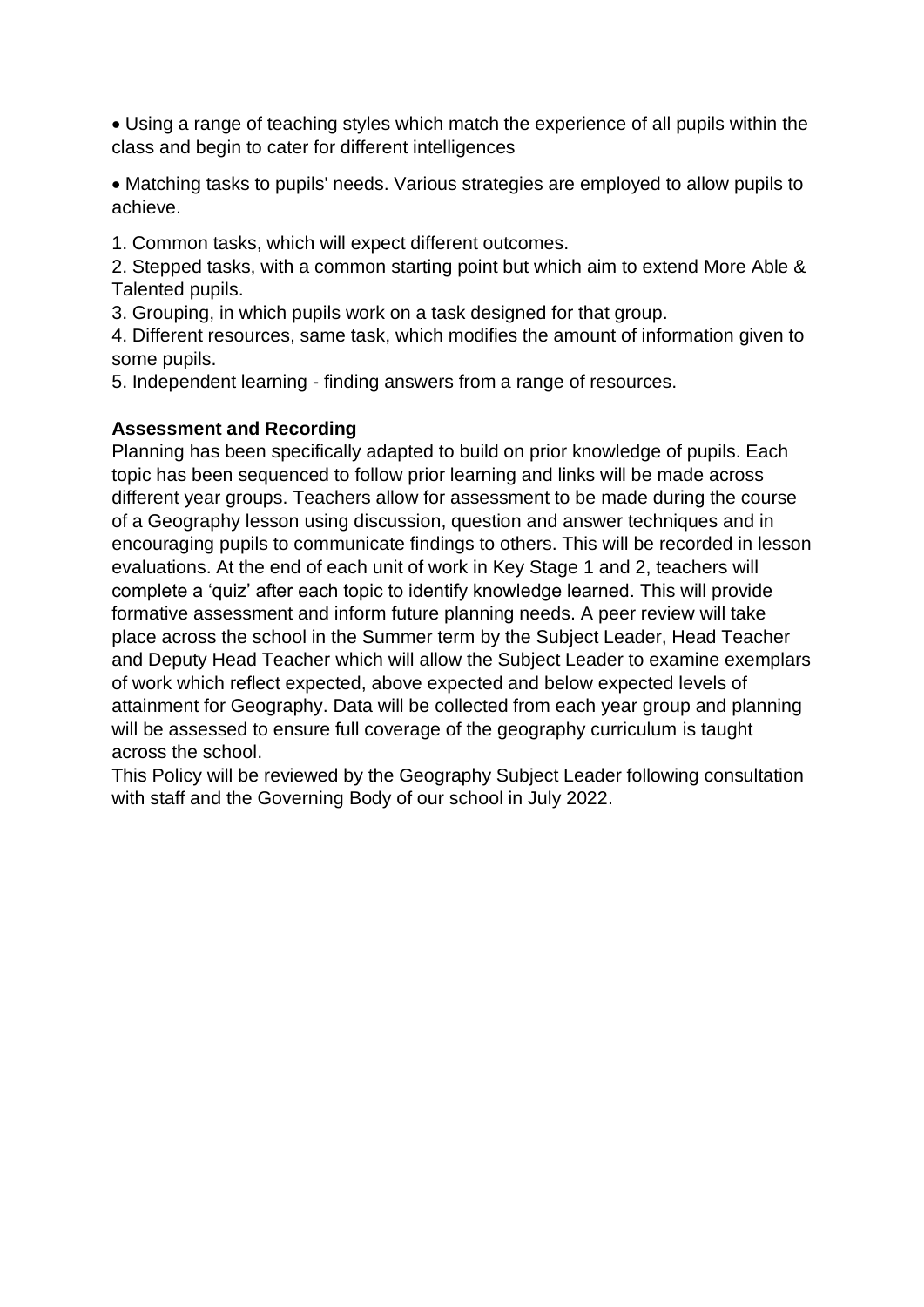- Using a range of teaching styles which match the experience of all pupils within the class and begin to cater for different intelligences

- Matching tasks to pupils' needs. Various strategies are employed to allow pupils to achieve.

1. Common tasks, which will expect different outcomes.
2. Stepped tasks, with a common starting point but which aim to extend More Able & Talented pupils.
3. Grouping, in which pupils work on a task designed for that group.
4. Different resources, same task, which modifies the amount of information given to some pupils.
5. Independent learning - finding answers from a range of resources.

**Assessment and Recording**

Planning has been specifically adapted to build on prior knowledge of pupils. Each topic has been sequenced to follow prior learning and links will be made across different year groups. Teachers allow for assessment to be made during the course of a Geography lesson using discussion, question and answer techniques and in encouraging pupils to communicate findings to others. This will be recorded in lesson evaluations. At the end of each unit of work in Key Stage 1 and 2, teachers will complete a 'quiz' after each topic to identify knowledge learned. This will provide formative assessment and inform future planning needs. A peer review will take place across the school in the Summer term by the Subject Leader, Head Teacher and Deputy Head Teacher which will allow the Subject Leader to examine exemplars of work which reflect expected, above expected and below expected levels of attainment for Geography. Data will be collected from each year group and planning will be assessed to ensure full coverage of the geography curriculum is taught across the school.

This Policy will be reviewed by the Geography Subject Leader following consultation with staff and the Governing Body of our school in July 2022.